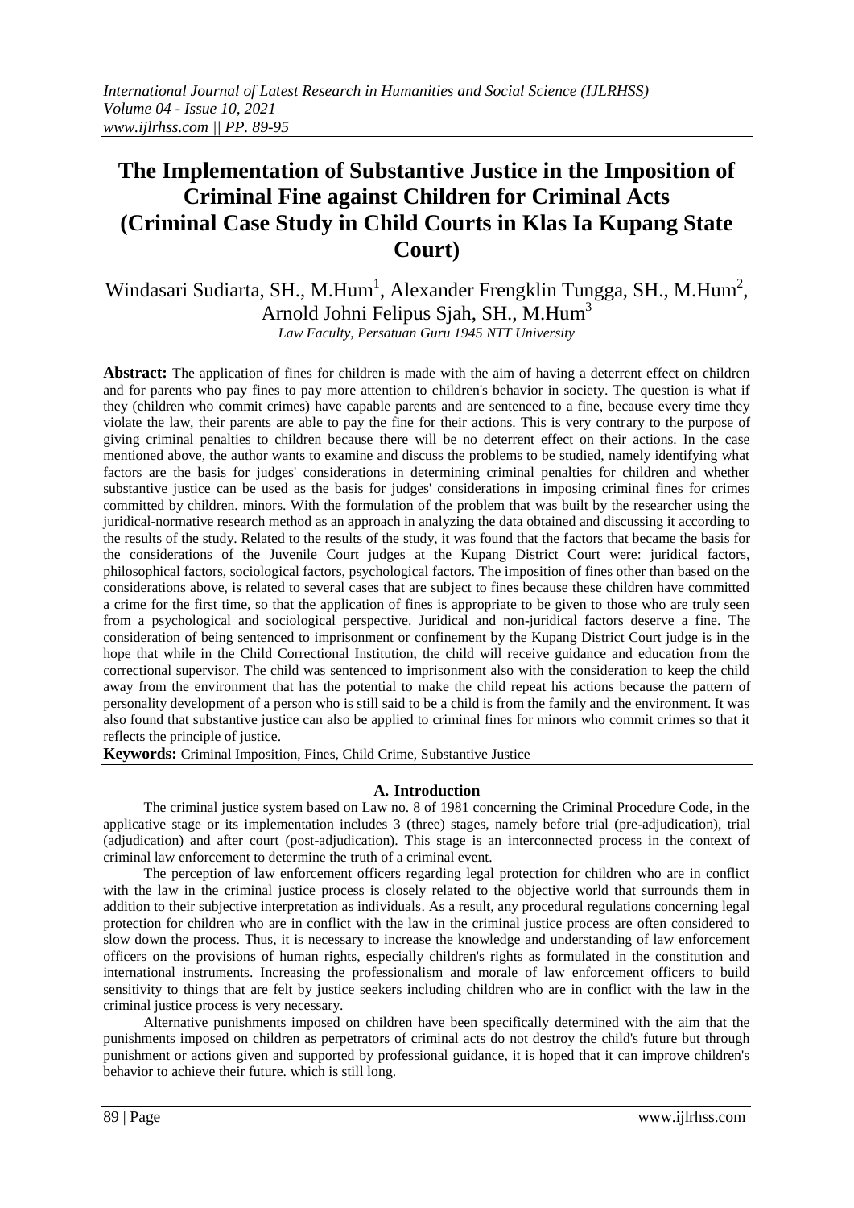# The Implementation of Substantive Justice in the Imposition of Criminal Fine against Children for Criminal Acts (Criminal Case Study in Child Courts in Klas Ia Kupang State Court)

Windasari Sudiarta, SH., M.Hum[1], Alexander Frengklin Tungga, SH., M.Hum[2], Arnold Johni Felipus Sjah, SH., M.Hum[3]

*Law Faculty, Persatuan Guru 1945 NTT University*

**Abstract:** The application of fines for children is made with the aim of having a deterrent effect on children and for parents who pay fines to pay more attention to children's behavior in society. The question is what if they (children who commit crimes) have capable parents and are sentenced to a fine, because every time they violate the law, their parents are able to pay the fine for their actions. This is very contrary to the purpose of giving criminal penalties to children because there will be no deterrent effect on their actions. In the case mentioned above, the author wants to examine and discuss the problems to be studied, namely identifying what factors are the basis for judges' considerations in determining criminal penalties for children and whether substantive justice can be used as the basis for judges' considerations in imposing criminal fines for crimes committed by children. minors. With the formulation of the problem that was built by the researcher using the juridical-normative research method as an approach in analyzing the data obtained and discussing it according to the results of the study. Related to the results of the study, it was found that the factors that became the basis for the considerations of the Juvenile Court judges at the Kupang District Court were: juridical factors, philosophical factors, sociological factors, psychological factors. The imposition of fines other than based on the considerations above, is related to several cases that are subject to fines because these children have committed a crime for the first time, so that the application of fines is appropriate to be given to those who are truly seen from a psychological and sociological perspective. Juridical and non-juridical factors deserve a fine. The consideration of being sentenced to imprisonment or confinement by the Kupang District Court judge is in the hope that while in the Child Correctional Institution, the child will receive guidance and education from the correctional supervisor. The child was sentenced to imprisonment also with the consideration to keep the child away from the environment that has the potential to make the child repeat his actions because the pattern of personality development of a person who is still said to be a child is from the family and the environment. It was also found that substantive justice can also be applied to criminal fines for minors who commit crimes so that it reflects the principle of justice.

**Keywords:** Criminal Imposition, Fines, Child Crime, Substantive Justice

## A. Introduction

The criminal justice system based on Law no. 8 of 1981 concerning the Criminal Procedure Code, in the applicative stage or its implementation includes 3 (three) stages, namely before trial (pre-adjudication), trial (adjudication) and after court (post-adjudication). This stage is an interconnected process in the context of criminal law enforcement to determine the truth of a criminal event.

The perception of law enforcement officers regarding legal protection for children who are in conflict with the law in the criminal justice process is closely related to the objective world that surrounds them in addition to their subjective interpretation as individuals. As a result, any procedural regulations concerning legal protection for children who are in conflict with the law in the criminal justice process are often considered to slow down the process. Thus, it is necessary to increase the knowledge and understanding of law enforcement officers on the provisions of human rights, especially children's rights as formulated in the constitution and international instruments. Increasing the professionalism and morale of law enforcement officers to build sensitivity to things that are felt by justice seekers including children who are in conflict with the law in the criminal justice process is very necessary.

Alternative punishments imposed on children have been specifically determined with the aim that the punishments imposed on children as perpetrators of criminal acts do not destroy the child's future but through punishment or actions given and supported by professional guidance, it is hoped that it can improve children's behavior to achieve their future. which is still long.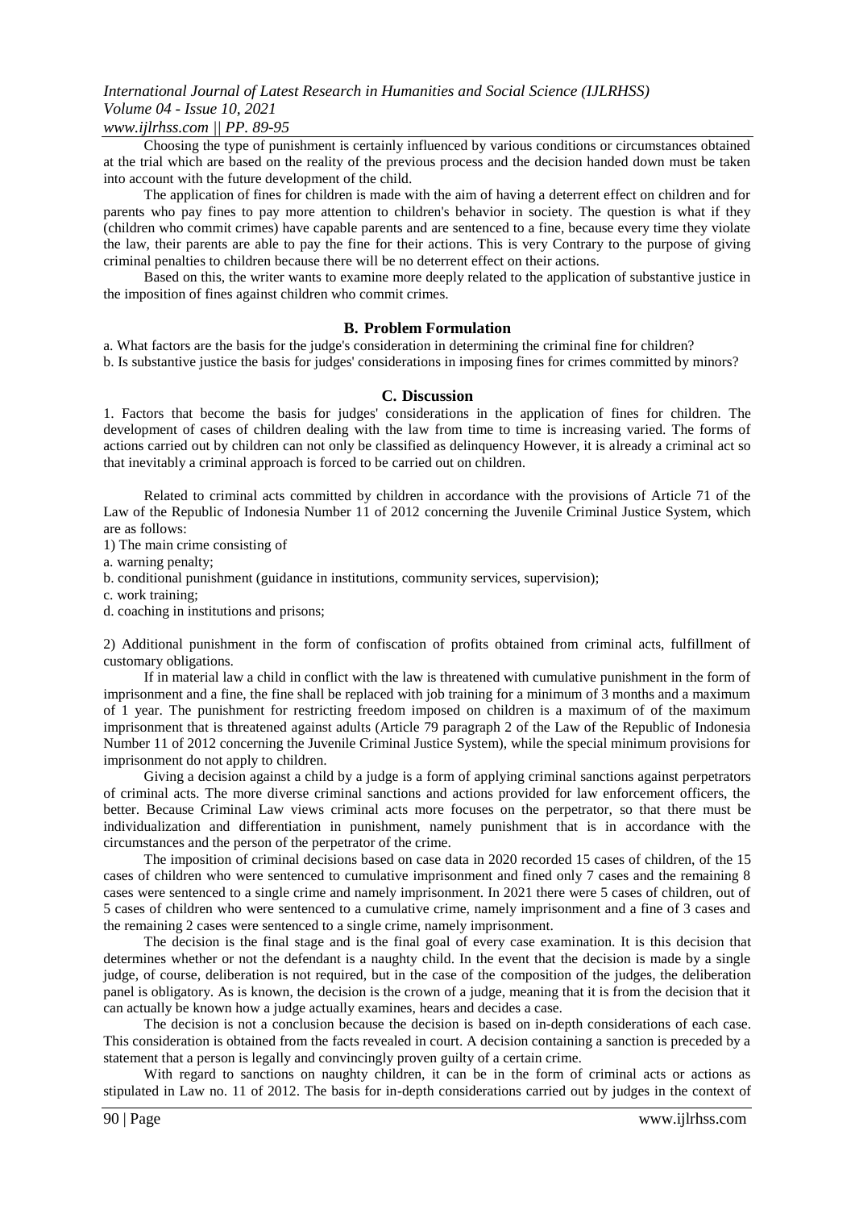Choosing the type of punishment is certainly influenced by various conditions or circumstances obtained at the trial which are based on the reality of the previous process and the decision handed down must be taken into account with the future development of the child.

The application of fines for children is made with the aim of having a deterrent effect on children and for parents who pay fines to pay more attention to children's behavior in society. The question is what if they (children who commit crimes) have capable parents and are sentenced to a fine, because every time they violate the law, their parents are able to pay the fine for their actions. This is very Contrary to the purpose of giving criminal penalties to children because there will be no deterrent effect on their actions.

Based on this, the writer wants to examine more deeply related to the application of substantive justice in the imposition of fines against children who commit crimes.

## B. Problem Formulation

a. What factors are the basis for the judge's consideration in determining the criminal fine for children?
b. Is substantive justice the basis for judges' considerations in imposing fines for crimes committed by minors?

## C. Discussion

1. Factors that become the basis for judges' considerations in the application of fines for children. The development of cases of children dealing with the law from time to time is increasing varied. The forms of actions carried out by children can not only be classified as delinquency However, it is already a criminal act so that inevitably a criminal approach is forced to be carried out on children.

Related to criminal acts committed by children in accordance with the provisions of Article 71 of the Law of the Republic of Indonesia Number 11 of 2012 concerning the Juvenile Criminal Justice System, which are as follows:

1) The main crime consisting of
a. warning penalty;
b. conditional punishment (guidance in institutions, community services, supervision);
c. work training;
d. coaching in institutions and prisons;

2) Additional punishment in the form of confiscation of profits obtained from criminal acts, fulfillment of customary obligations.

If in material law a child in conflict with the law is threatened with cumulative punishment in the form of imprisonment and a fine, the fine shall be replaced with job training for a minimum of 3 months and a maximum of 1 year. The punishment for restricting freedom imposed on children is a maximum of of the maximum imprisonment that is threatened against adults (Article 79 paragraph 2 of the Law of the Republic of Indonesia Number 11 of 2012 concerning the Juvenile Criminal Justice System), while the special minimum provisions for imprisonment do not apply to children.

Giving a decision against a child by a judge is a form of applying criminal sanctions against perpetrators of criminal acts. The more diverse criminal sanctions and actions provided for law enforcement officers, the better. Because Criminal Law views criminal acts more focuses on the perpetrator, so that there must be individualization and differentiation in punishment, namely punishment that is in accordance with the circumstances and the person of the perpetrator of the crime.

The imposition of criminal decisions based on case data in 2020 recorded 15 cases of children, of the 15 cases of children who were sentenced to cumulative imprisonment and fined only 7 cases and the remaining 8 cases were sentenced to a single crime and namely imprisonment. In 2021 there were 5 cases of children, out of 5 cases of children who were sentenced to a cumulative crime, namely imprisonment and a fine of 3 cases and the remaining 2 cases were sentenced to a single crime, namely imprisonment.

The decision is the final stage and is the final goal of every case examination. It is this decision that determines whether or not the defendant is a naughty child. In the event that the decision is made by a single judge, of course, deliberation is not required, but in the case of the composition of the judges, the deliberation panel is obligatory. As is known, the decision is the crown of a judge, meaning that it is from the decision that it can actually be known how a judge actually examines, hears and decides a case.

The decision is not a conclusion because the decision is based on in-depth considerations of each case. This consideration is obtained from the facts revealed in court. A decision containing a sanction is preceded by a statement that a person is legally and convincingly proven guilty of a certain crime.

With regard to sanctions on naughty children, it can be in the form of criminal acts or actions as stipulated in Law no. 11 of 2012. The basis for in-depth considerations carried out by judges in the context of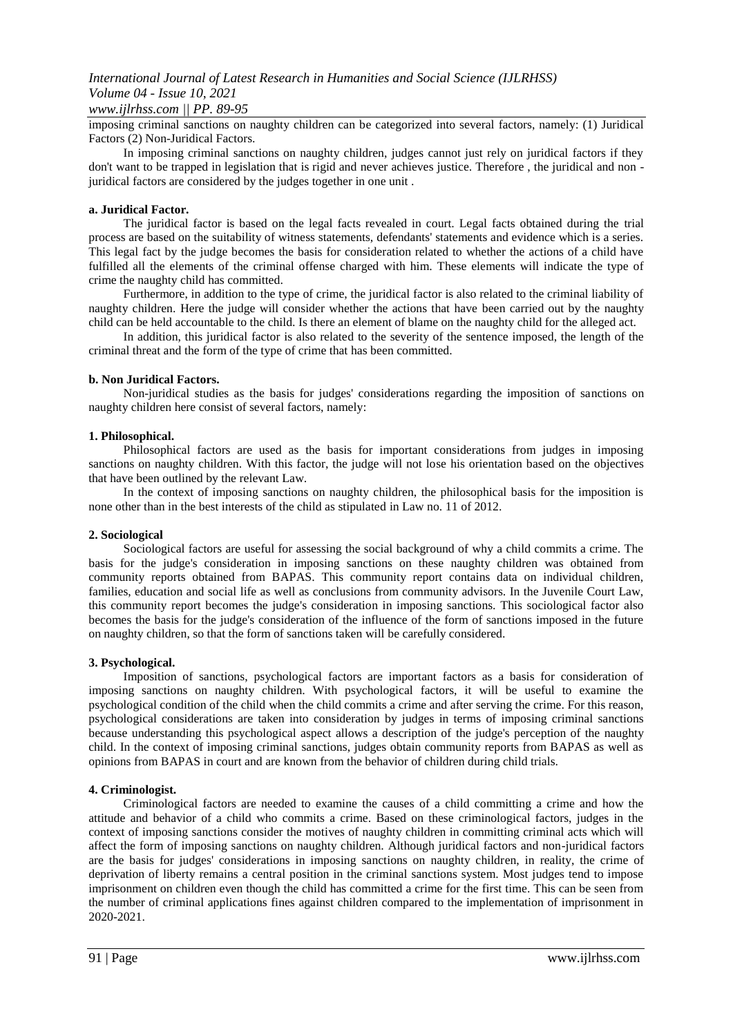imposing criminal sanctions on naughty children can be categorized into several factors, namely: (1) Juridical Factors (2) Non-Juridical Factors.

In imposing criminal sanctions on naughty children, judges cannot just rely on juridical factors if they don't want to be trapped in legislation that is rigid and never achieves justice. Therefore , the juridical and non - juridical factors are considered by the judges together in one unit .

**a. Juridical Factor.**

The juridical factor is based on the legal facts revealed in court. Legal facts obtained during the trial process are based on the suitability of witness statements, defendants' statements and evidence which is a series. This legal fact by the judge becomes the basis for consideration related to whether the actions of a child have fulfilled all the elements of the criminal offense charged with him. These elements will indicate the type of crime the naughty child has committed.

Furthermore, in addition to the type of crime, the juridical factor is also related to the criminal liability of naughty children. Here the judge will consider whether the actions that have been carried out by the naughty child can be held accountable to the child. Is there an element of blame on the naughty child for the alleged act.

In addition, this juridical factor is also related to the severity of the sentence imposed, the length of the criminal threat and the form of the type of crime that has been committed.

**b. Non Juridical Factors.**

Non-juridical studies as the basis for judges' considerations regarding the imposition of sanctions on naughty children here consist of several factors, namely:

**1. Philosophical.**

Philosophical factors are used as the basis for important considerations from judges in imposing sanctions on naughty children. With this factor, the judge will not lose his orientation based on the objectives that have been outlined by the relevant Law.

In the context of imposing sanctions on naughty children, the philosophical basis for the imposition is none other than in the best interests of the child as stipulated in Law no. 11 of 2012.

**2. Sociological**

Sociological factors are useful for assessing the social background of why a child commits a crime. The basis for the judge's consideration in imposing sanctions on these naughty children was obtained from community reports obtained from BAPAS. This community report contains data on individual children, families, education and social life as well as conclusions from community advisors. In the Juvenile Court Law, this community report becomes the judge's consideration in imposing sanctions. This sociological factor also becomes the basis for the judge's consideration of the influence of the form of sanctions imposed in the future on naughty children, so that the form of sanctions taken will be carefully considered.

**3. Psychological.**

Imposition of sanctions, psychological factors are important factors as a basis for consideration of imposing sanctions on naughty children. With psychological factors, it will be useful to examine the psychological condition of the child when the child commits a crime and after serving the crime. For this reason, psychological considerations are taken into consideration by judges in terms of imposing criminal sanctions because understanding this psychological aspect allows a description of the judge's perception of the naughty child. In the context of imposing criminal sanctions, judges obtain community reports from BAPAS as well as opinions from BAPAS in court and are known from the behavior of children during child trials.

**4. Criminologist.**

Criminological factors are needed to examine the causes of a child committing a crime and how the attitude and behavior of a child who commits a crime. Based on these criminological factors, judges in the context of imposing sanctions consider the motives of naughty children in committing criminal acts which will affect the form of imposing sanctions on naughty children. Although juridical factors and non-juridical factors are the basis for judges' considerations in imposing sanctions on naughty children, in reality, the crime of deprivation of liberty remains a central position in the criminal sanctions system. Most judges tend to impose imprisonment on children even though the child has committed a crime for the first time. This can be seen from the number of criminal applications fines against children compared to the implementation of imprisonment in 2020-2021.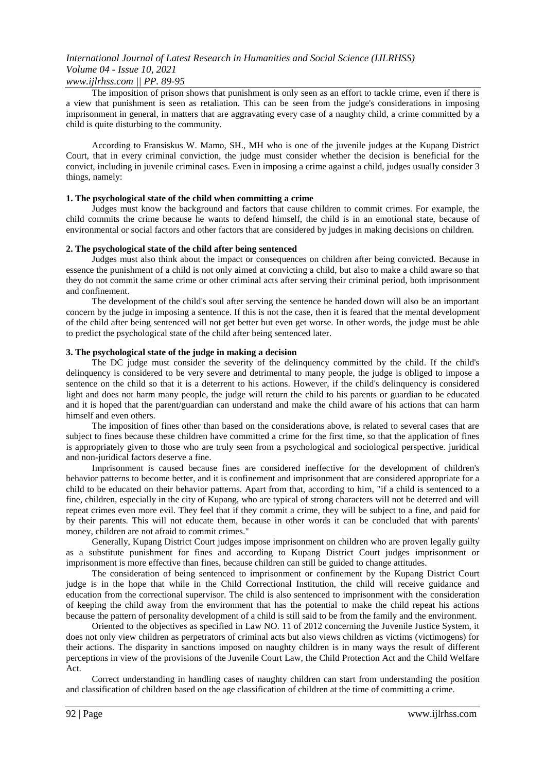The imposition of prison shows that punishment is only seen as an effort to tackle crime, even if there is a view that punishment is seen as retaliation. This can be seen from the judge's considerations in imposing imprisonment in general, in matters that are aggravating every case of a naughty child, a crime committed by a child is quite disturbing to the community.

According to Fransiskus W. Mamo, SH., MH who is one of the juvenile judges at the Kupang District Court, that in every criminal conviction, the judge must consider whether the decision is beneficial for the convict, including in juvenile criminal cases. Even in imposing a crime against a child, judges usually consider 3 things, namely:

**1. The psychological state of the child when committing a crime**

Judges must know the background and factors that cause children to commit crimes. For example, the child commits the crime because he wants to defend himself, the child is in an emotional state, because of environmental or social factors and other factors that are considered by judges in making decisions on children.

**2. The psychological state of the child after being sentenced**

Judges must also think about the impact or consequences on children after being convicted. Because in essence the punishment of a child is not only aimed at convicting a child, but also to make a child aware so that they do not commit the same crime or other criminal acts after serving their criminal period, both imprisonment and confinement.

The development of the child's soul after serving the sentence he handed down will also be an important concern by the judge in imposing a sentence. If this is not the case, then it is feared that the mental development of the child after being sentenced will not get better but even get worse. In other words, the judge must be able to predict the psychological state of the child after being sentenced later.

**3. The psychological state of the judge in making a decision**

The DC judge must consider the severity of the delinquency committed by the child. If the child's delinquency is considered to be very severe and detrimental to many people, the judge is obliged to impose a sentence on the child so that it is a deterrent to his actions. However, if the child's delinquency is considered light and does not harm many people, the judge will return the child to his parents or guardian to be educated and it is hoped that the parent/guardian can understand and make the child aware of his actions that can harm himself and even others.

The imposition of fines other than based on the considerations above, is related to several cases that are subject to fines because these children have committed a crime for the first time, so that the application of fines is appropriately given to those who are truly seen from a psychological and sociological perspective. juridical and non-juridical factors deserve a fine.

Imprisonment is caused because fines are considered ineffective for the development of children's behavior patterns to become better, and it is confinement and imprisonment that are considered appropriate for a child to be educated on their behavior patterns. Apart from that, according to him, "if a child is sentenced to a fine, children, especially in the city of Kupang, who are typical of strong characters will not be deterred and will repeat crimes even more evil. They feel that if they commit a crime, they will be subject to a fine, and paid for by their parents. This will not educate them, because in other words it can be concluded that with parents' money, children are not afraid to commit crimes."

Generally, Kupang District Court judges impose imprisonment on children who are proven legally guilty as a substitute punishment for fines and according to Kupang District Court judges imprisonment or imprisonment is more effective than fines, because children can still be guided to change attitudes.

The consideration of being sentenced to imprisonment or confinement by the Kupang District Court judge is in the hope that while in the Child Correctional Institution, the child will receive guidance and education from the correctional supervisor. The child is also sentenced to imprisonment with the consideration of keeping the child away from the environment that has the potential to make the child repeat his actions because the pattern of personality development of a child is still said to be from the family and the environment.

Oriented to the objectives as specified in Law NO. 11 of 2012 concerning the Juvenile Justice System, it does not only view children as perpetrators of criminal acts but also views children as victims (victimogens) for their actions. The disparity in sanctions imposed on naughty children is in many ways the result of different perceptions in view of the provisions of the Juvenile Court Law, the Child Protection Act and the Child Welfare Act.

Correct understanding in handling cases of naughty children can start from understanding the position and classification of children based on the age classification of children at the time of committing a crime.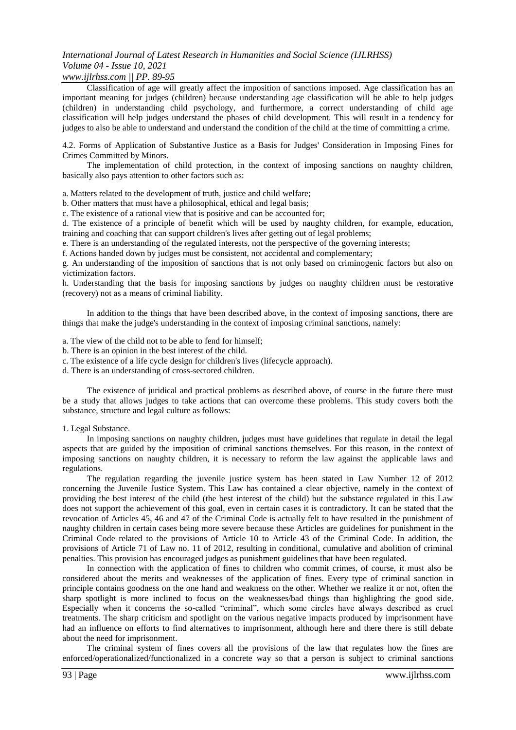Classification of age will greatly affect the imposition of sanctions imposed. Age classification has an important meaning for judges (children) because understanding age classification will be able to help judges (children) in understanding child psychology, and furthermore, a correct understanding of child age classification will help judges understand the phases of child development. This will result in a tendency for judges to also be able to understand and understand the condition of the child at the time of committing a crime.

4.2. Forms of Application of Substantive Justice as a Basis for Judges' Consideration in Imposing Fines for Crimes Committed by Minors.

The implementation of child protection, in the context of imposing sanctions on naughty children, basically also pays attention to other factors such as:

a. Matters related to the development of truth, justice and child welfare;

b. Other matters that must have a philosophical, ethical and legal basis;

c. The existence of a rational view that is positive and can be accounted for;

d. The existence of a principle of benefit which will be used by naughty children, for example, education, training and coaching that can support children's lives after getting out of legal problems;

e. There is an understanding of the regulated interests, not the perspective of the governing interests;

f. Actions handed down by judges must be consistent, not accidental and complementary;

g. An understanding of the imposition of sanctions that is not only based on criminogenic factors but also on victimization factors.

h. Understanding that the basis for imposing sanctions by judges on naughty children must be restorative (recovery) not as a means of criminal liability.

In addition to the things that have been described above, in the context of imposing sanctions, there are things that make the judge's understanding in the context of imposing criminal sanctions, namely:

a. The view of the child not to be able to fend for himself;

b. There is an opinion in the best interest of the child.

c. The existence of a life cycle design for children's lives (lifecycle approach).

d. There is an understanding of cross-sectored children.

The existence of juridical and practical problems as described above, of course in the future there must be a study that allows judges to take actions that can overcome these problems. This study covers both the substance, structure and legal culture as follows:

1. Legal Substance.

In imposing sanctions on naughty children, judges must have guidelines that regulate in detail the legal aspects that are guided by the imposition of criminal sanctions themselves. For this reason, in the context of imposing sanctions on naughty children, it is necessary to reform the law against the applicable laws and regulations.

The regulation regarding the juvenile justice system has been stated in Law Number 12 of 2012 concerning the Juvenile Justice System. This Law has contained a clear objective, namely in the context of providing the best interest of the child (the best interest of the child) but the substance regulated in this Law does not support the achievement of this goal, even in certain cases it is contradictory. It can be stated that the revocation of Articles 45, 46 and 47 of the Criminal Code is actually felt to have resulted in the punishment of naughty children in certain cases being more severe because these Articles are guidelines for punishment in the Criminal Code related to the provisions of Article 10 to Article 43 of the Criminal Code. In addition, the provisions of Article 71 of Law no. 11 of 2012, resulting in conditional, cumulative and abolition of criminal penalties. This provision has encouraged judges as punishment guidelines that have been regulated.

In connection with the application of fines to children who commit crimes, of course, it must also be considered about the merits and weaknesses of the application of fines. Every type of criminal sanction in principle contains goodness on the one hand and weakness on the other. Whether we realize it or not, often the sharp spotlight is more inclined to focus on the weaknesses/bad things than highlighting the good side. Especially when it concerns the so-called "criminal", which some circles have always described as cruel treatments. The sharp criticism and spotlight on the various negative impacts produced by imprisonment have had an influence on efforts to find alternatives to imprisonment, although here and there there is still debate about the need for imprisonment.

The criminal system of fines covers all the provisions of the law that regulates how the fines are enforced/operationalized/functionalized in a concrete way so that a person is subject to criminal sanctions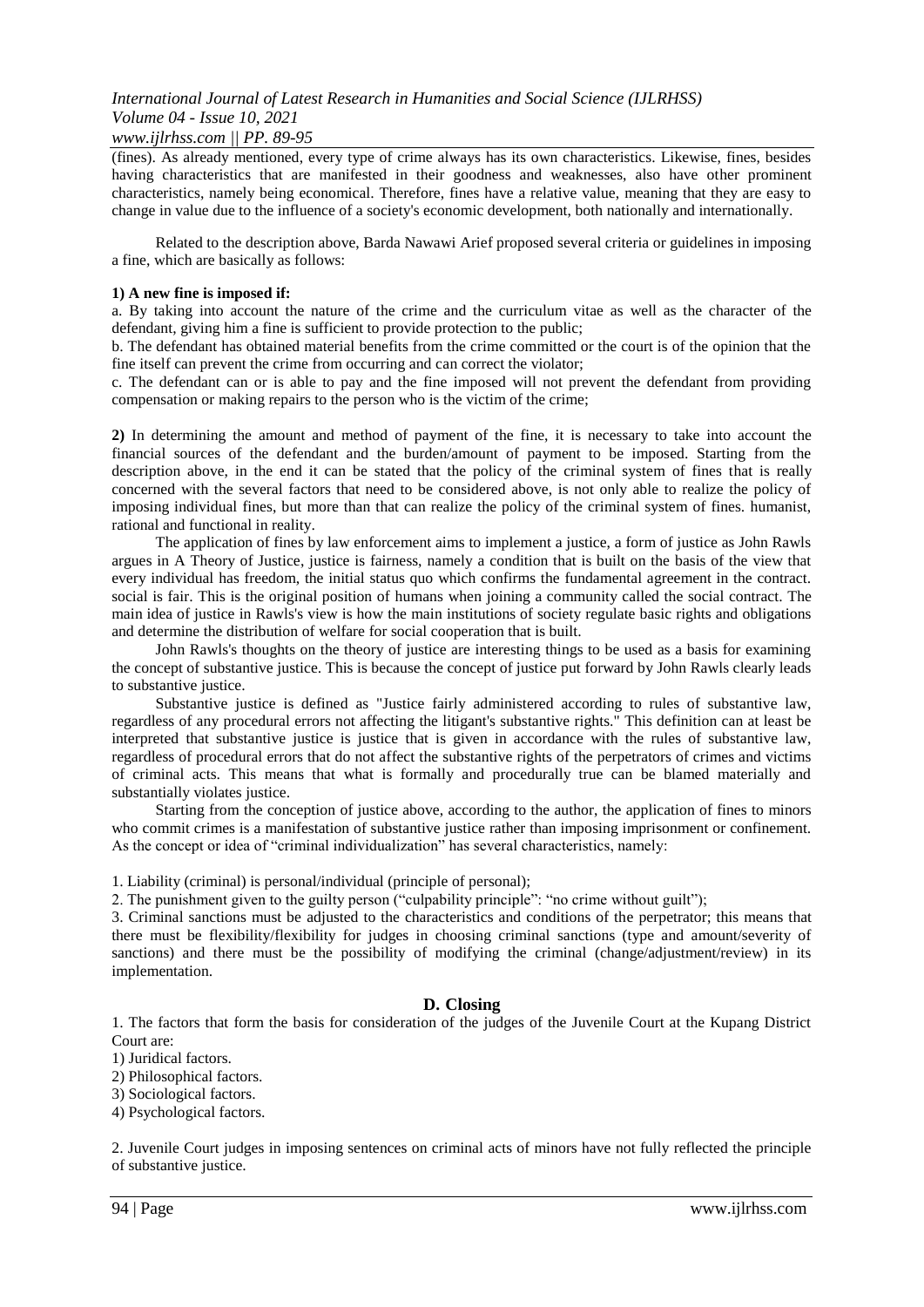(fines). As already mentioned, every type of crime always has its own characteristics. Likewise, fines, besides having characteristics that are manifested in their goodness and weaknesses, also have other prominent characteristics, namely being economical. Therefore, fines have a relative value, meaning that they are easy to change in value due to the influence of a society's economic development, both nationally and internationally.

Related to the description above, Barda Nawawi Arief proposed several criteria or guidelines in imposing a fine, which are basically as follows:

**1) A new fine is imposed if:**

a. By taking into account the nature of the crime and the curriculum vitae as well as the character of the defendant, giving him a fine is sufficient to provide protection to the public;

b. The defendant has obtained material benefits from the crime committed or the court is of the opinion that the fine itself can prevent the crime from occurring and can correct the violator;

c. The defendant can or is able to pay and the fine imposed will not prevent the defendant from providing compensation or making repairs to the person who is the victim of the crime;

**2)** In determining the amount and method of payment of the fine, it is necessary to take into account the financial sources of the defendant and the burden/amount of payment to be imposed. Starting from the description above, in the end it can be stated that the policy of the criminal system of fines that is really concerned with the several factors that need to be considered above, is not only able to realize the policy of imposing individual fines, but more than that can realize the policy of the criminal system of fines. humanist, rational and functional in reality.

The application of fines by law enforcement aims to implement a justice, a form of justice as John Rawls argues in A Theory of Justice, justice is fairness, namely a condition that is built on the basis of the view that every individual has freedom, the initial status quo which confirms the fundamental agreement in the contract. social is fair. This is the original position of humans when joining a community called the social contract. The main idea of justice in Rawls's view is how the main institutions of society regulate basic rights and obligations and determine the distribution of welfare for social cooperation that is built.

John Rawls's thoughts on the theory of justice are interesting things to be used as a basis for examining the concept of substantive justice. This is because the concept of justice put forward by John Rawls clearly leads to substantive justice.

Substantive justice is defined as "Justice fairly administered according to rules of substantive law, regardless of any procedural errors not affecting the litigant's substantive rights." This definition can at least be interpreted that substantive justice is justice that is given in accordance with the rules of substantive law, regardless of procedural errors that do not affect the substantive rights of the perpetrators of crimes and victims of criminal acts. This means that what is formally and procedurally true can be blamed materially and substantially violates justice.

Starting from the conception of justice above, according to the author, the application of fines to minors who commit crimes is a manifestation of substantive justice rather than imposing imprisonment or confinement. As the concept or idea of "criminal individualization" has several characteristics, namely:

1. Liability (criminal) is personal/individual (principle of personal);
2. The punishment given to the guilty person ("culpability principle": "no crime without guilt");
3. Criminal sanctions must be adjusted to the characteristics and conditions of the perpetrator; this means that there must be flexibility/flexibility for judges in choosing criminal sanctions (type and amount/severity of sanctions) and there must be the possibility of modifying the criminal (change/adjustment/review) in its implementation.

## D. Closing

1. The factors that form the basis for consideration of the judges of the Juvenile Court at the Kupang District Court are:

1) Juridical factors.
2) Philosophical factors.
3) Sociological factors.
4) Psychological factors.

2. Juvenile Court judges in imposing sentences on criminal acts of minors have not fully reflected the principle of substantive justice.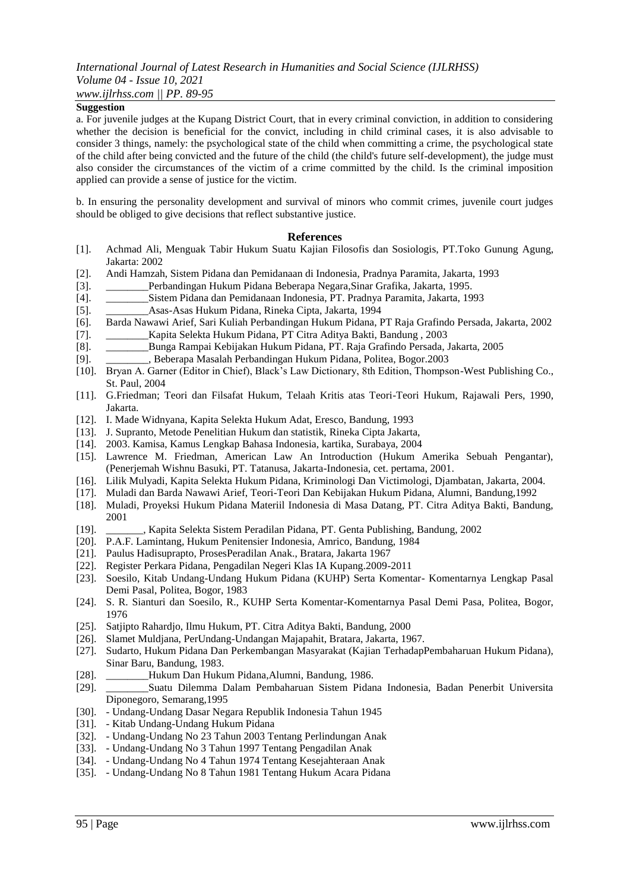**Suggestion**

a. For juvenile judges at the Kupang District Court, that in every criminal conviction, in addition to considering whether the decision is beneficial for the convict, including in child criminal cases, it is also advisable to consider 3 things, namely: the psychological state of the child when committing a crime, the psychological state of the child after being convicted and the future of the child (the child's future self-development), the judge must also consider the circumstances of the victim of a crime committed by the child. Is the criminal imposition applied can provide a sense of justice for the victim.

b. In ensuring the personality development and survival of minors who commit crimes, juvenile court judges should be obliged to give decisions that reflect substantive justice.

## References

[1]. Achmad Ali, Menguak Tabir Hukum Suatu Kajian Filosofis dan Sosiologis, PT.Toko Gunung Agung, Jakarta: 2002

[2]. Andi Hamzah, Sistem Pidana dan Pemidanaan di Indonesia, Pradnya Paramita, Jakarta, 1993

[3]. ________Perbandingan Hukum Pidana Beberapa Negara,Sinar Grafika, Jakarta, 1995.

[4]. ________Sistem Pidana dan Pemidanaan Indonesia, PT. Pradnya Paramita, Jakarta, 1993

[5]. ________Asas-Asas Hukum Pidana, Rineka Cipta, Jakarta, 1994

[6]. Barda Nawawi Arief, Sari Kuliah Perbandingan Hukum Pidana, PT Raja Grafindo Persada, Jakarta, 2002

[7]. ________Kapita Selekta Hukum Pidana, PT Citra Aditya Bakti, Bandung , 2003

[8]. ________Bunga Rampai Kebijakan Hukum Pidana, PT. Raja Grafindo Persada, Jakarta, 2005

[9]. ________, Beberapa Masalah Perbandingan Hukum Pidana, Politea, Bogor.2003

[10]. Bryan A. Garner (Editor in Chief), Black's Law Dictionary, 8th Edition, Thompson-West Publishing Co., St. Paul, 2004

[11]. G.Friedman; Teori dan Filsafat Hukum, Telaah Kritis atas Teori-Teori Hukum, Rajawali Pers, 1990, Jakarta.

[12]. I. Made Widnyana, Kapita Selekta Hukum Adat, Eresco, Bandung, 1993

[13]. J. Supranto, Metode Penelitian Hukum dan statistik, Rineka Cipta Jakarta,

[14]. 2003. Kamisa, Kamus Lengkap Bahasa Indonesia, kartika, Surabaya, 2004

[15]. Lawrence M. Friedman, American Law An Introduction (Hukum Amerika Sebuah Pengantar), (Penerjemah Wishnu Basuki, PT. Tatanusa, Jakarta-Indonesia, cet. pertama, 2001.

[16]. Lilik Mulyadi, Kapita Selekta Hukum Pidana, Kriminologi Dan Victimologi, Djambatan, Jakarta, 2004.

[17]. Muladi dan Barda Nawawi Arief, Teori-Teori Dan Kebijakan Hukum Pidana, Alumni, Bandung,1992

[18]. Muladi, Proyeksi Hukum Pidana Materiil Indonesia di Masa Datang, PT. Citra Aditya Bakti, Bandung, 2001

[19]. _______, Kapita Selekta Sistem Peradilan Pidana, PT. Genta Publishing, Bandung, 2002

[20]. P.A.F. Lamintang, Hukum Penitensier Indonesia, Amrico, Bandung, 1984

[21]. Paulus Hadisuprapto, ProsesPeradilan Anak., Bratara, Jakarta 1967

[22]. Register Perkara Pidana, Pengadilan Negeri Klas IA Kupang.2009-2011

[23]. Soesilo, Kitab Undang-Undang Hukum Pidana (KUHP) Serta Komentar- Komentarnya Lengkap Pasal Demi Pasal, Politea, Bogor, 1983

[24]. S. R. Sianturi dan Soesilo, R., KUHP Serta Komentar-Komentarnya Pasal Demi Pasa, Politea, Bogor, 1976

[25]. Satjipto Rahardjo, Ilmu Hukum, PT. Citra Aditya Bakti, Bandung, 2000

[26]. Slamet Muldjana, PerUndang-Undangan Majapahit, Bratara, Jakarta, 1967.

[27]. Sudarto, Hukum Pidana Dan Perkembangan Masyarakat (Kajian TerhadapPembaharuan Hukum Pidana), Sinar Baru, Bandung, 1983.

[28]. ________Hukum Dan Hukum Pidana,Alumni, Bandung, 1986.

[29]. ________Suatu Dilemma Dalam Pembaharuan Sistem Pidana Indonesia, Badan Penerbit Universita Diponegoro, Semarang,1995

[30]. - Undang-Undang Dasar Negara Republik Indonesia Tahun 1945

[31]. - Kitab Undang-Undang Hukum Pidana

[32]. - Undang-Undang No 23 Tahun 2003 Tentang Perlindungan Anak

[33]. - Undang-Undang No 3 Tahun 1997 Tentang Pengadilan Anak

[34]. - Undang-Undang No 4 Tahun 1974 Tentang Kesejahteraan Anak

[35]. - Undang-Undang No 8 Tahun 1981 Tentang Hukum Acara Pidana